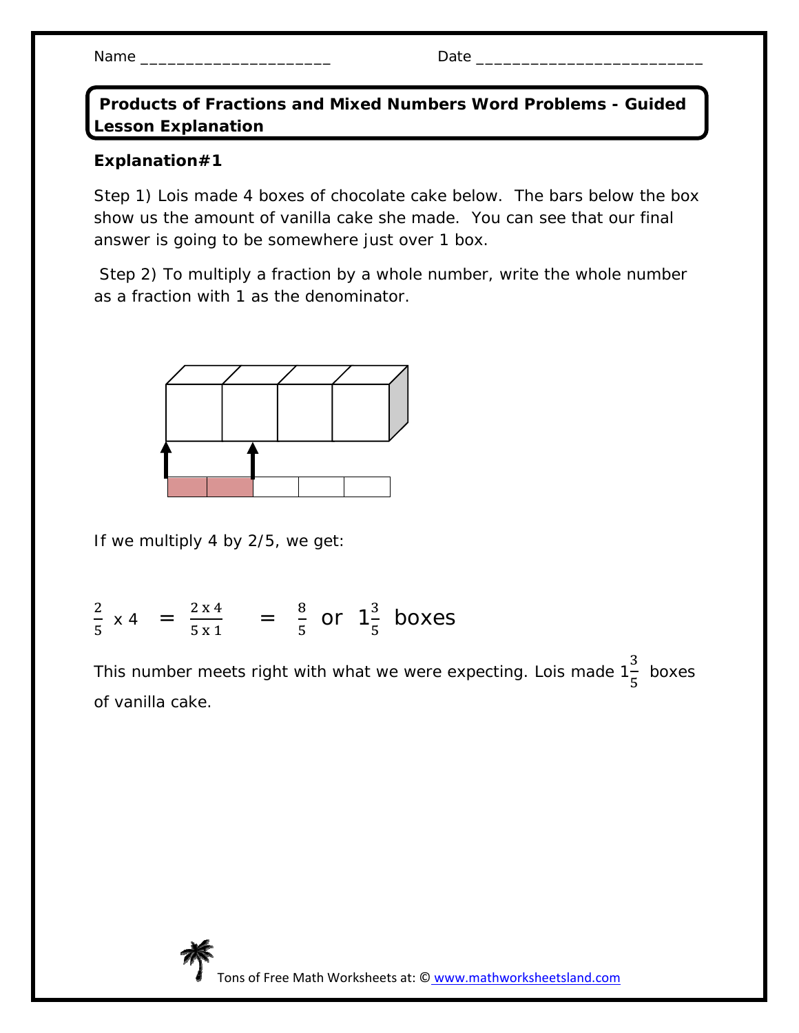Name ____________________ Date ________________________

## Products of Fractions and Mixed Numbers Word Problems - Guided Lesson Explanation

**Explanation#1**

Step 1) Lois made 4 boxes of chocolate cake below. The bars below the box show us the amount of vanilla cake she made. You can see that our final answer is going to be somewhere just over 1 box.

Step 2) To multiply a fraction by a whole number, write the whole number as a fraction with 1 as the denominator.

If we multiply 4 by 2/5, we get:

$$\frac{2}{5} \times 4 = \frac{2 \times 4}{5 \times 1} = \frac{8}{5} \text{ or } 1\frac{3}{5} \text{ boxes}$$

This number meets right with what we were expecting. Lois made $1\frac{3}{5}$ boxes of vanilla cake.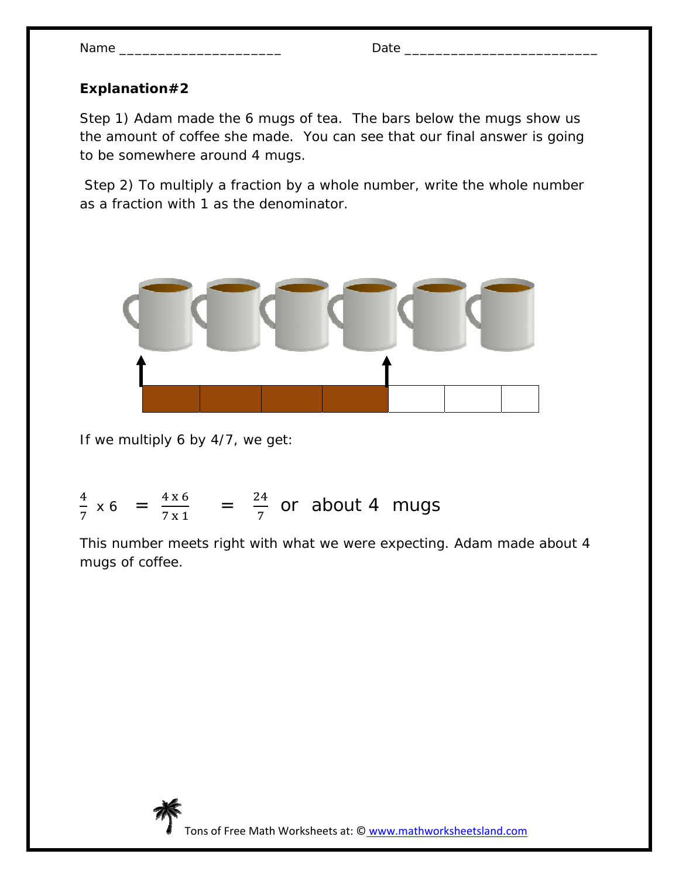Name ____________________ Date ________________________

**Explanation#2**

Step 1) Adam made the 6 mugs of tea. The bars below the mugs show us the amount of coffee she made. You can see that our final answer is going to be somewhere around 4 mugs.

Step 2) To multiply a fraction by a whole number, write the whole number as a fraction with 1 as the denominator.

If we multiply 6 by 4/7, we get:

$$\frac{4}{7} \times 6 = \frac{4 \times 6}{7 \times 1} = \frac{24}{7} \text{ or about 4 mugs}$$

This number meets right with what we were expecting. Adam made about 4 mugs of coffee.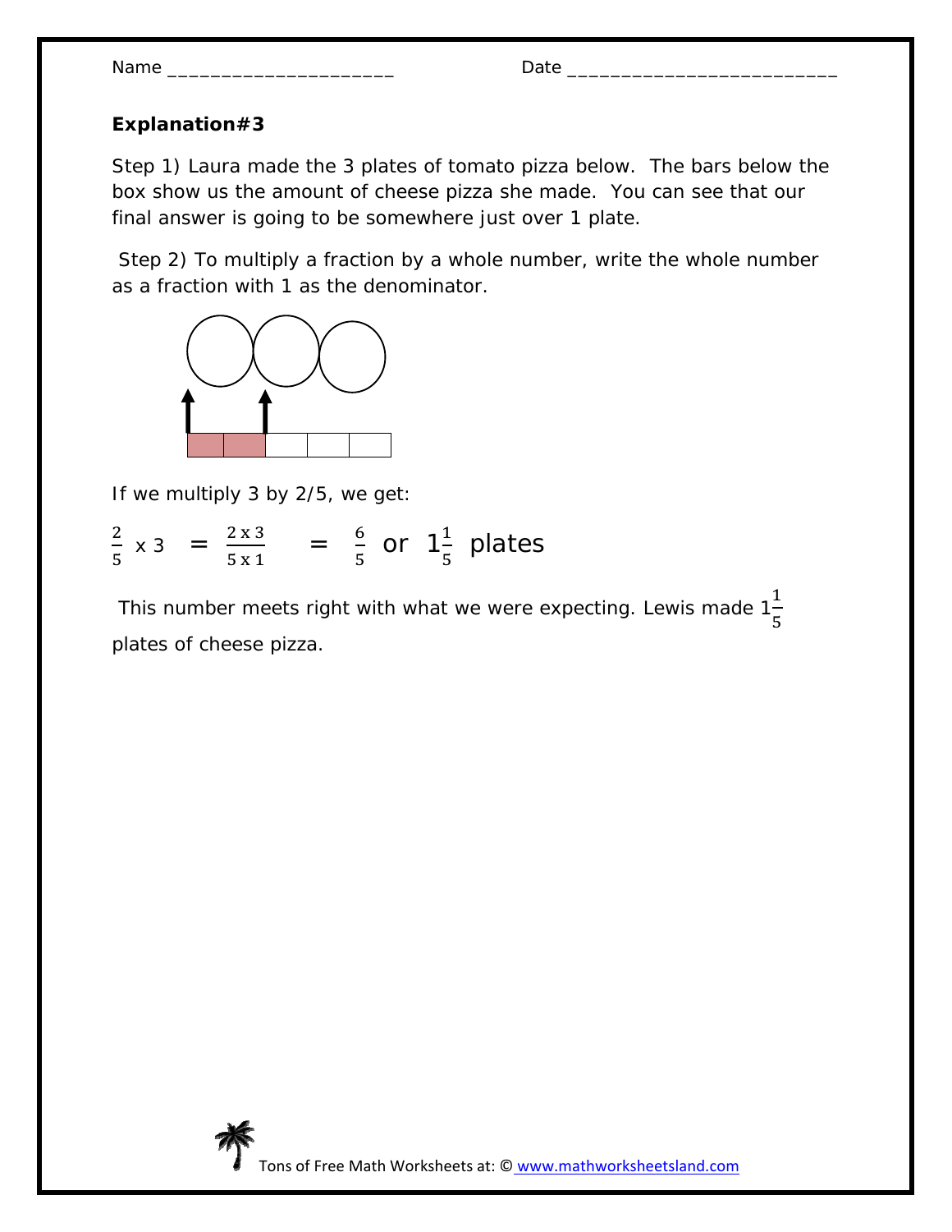Name ____________________ Date ________________________

**Explanation#3**

Step 1) Laura made the 3 plates of tomato pizza below. The bars below the box show us the amount of cheese pizza she made. You can see that our final answer is going to be somewhere just over 1 plate.

Step 2) To multiply a fraction by a whole number, write the whole number as a fraction with 1 as the denominator.

If we multiply 3 by 2/5, we get:

$$\frac{2}{5} \text{ x } 3 = \frac{2 \text{ x } 3}{5 \text{ x } 1} = \frac{6}{5} \text{ or } 1\frac{1}{5} \text{ plates}$$

This number meets right with what we were expecting. Lewis made $1\frac{1}{5}$ plates of cheese pizza.

Tons of Free Math Worksheets at: © www.mathworksheetsland.com